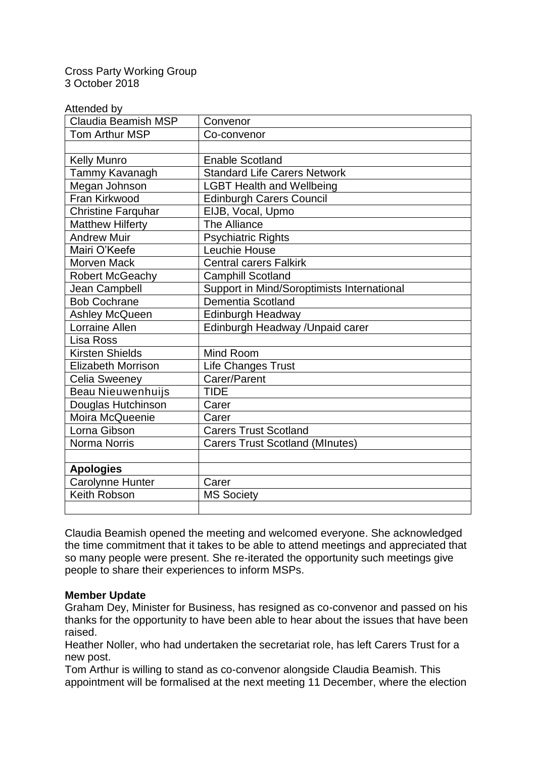Cross Party Working Group
3 October 2018

Attended by

| Claudia Beamish MSP | Convenor |
|---|---|
| Tom Arthur MSP | Co-convenor |
| | |
| Kelly Munro | Enable Scotland |
| Tammy Kavanagh | Standard Life Carers Network |
| Megan Johnson | LGBT Health and Wellbeing |
| Fran Kirkwood | Edinburgh Carers Council |
| Christine Farquhar | EIJB, Vocal, Upmo |
| Matthew Hilferty | The Alliance |
| Andrew Muir | Psychiatric Rights |
| Mairi O'Keefe | Leuchie House |
| Morven Mack | Central carers Falkirk |
| Robert McGeachy | Camphill Scotland |
| Jean Campbell | Support in Mind/Soroptimists International |
| Bob Cochrane | Dementia Scotland |
| Ashley McQueen | Edinburgh Headway |
| Lorraine Allen | Edinburgh Headway /Unpaid carer |
| Lisa Ross | |
| Kirsten Shields | Mind Room |
| Elizabeth Morrison | Life Changes Trust |
| Celia Sweeney | Carer/Parent |
| Beau Nieuwenhuijs | TIDE |
| Douglas Hutchinson | Carer |
| Moira McQueenie | Carer |
| Lorna Gibson | Carers Trust Scotland |
| Norma Norris | Carers Trust Scotland (MInutes) |
| | |
| **Apologies** | |
| Carolynne Hunter | Carer |
| Keith Robson | MS Society |
| | |

Claudia Beamish opened the meeting and welcomed everyone. She acknowledged the time commitment that it takes to be able to attend meetings and appreciated that so many people were present. She re-iterated the opportunity such meetings give people to share their experiences to inform MSPs.

**Member Update**

Graham Dey, Minister for Business, has resigned as co-convenor and passed on his thanks for the opportunity to have been able to hear about the issues that have been raised.

Heather Noller, who had undertaken the secretariat role, has left Carers Trust for a new post.

Tom Arthur is willing to stand as co-convenor alongside Claudia Beamish. This appointment will be formalised at the next meeting 11 December, where the election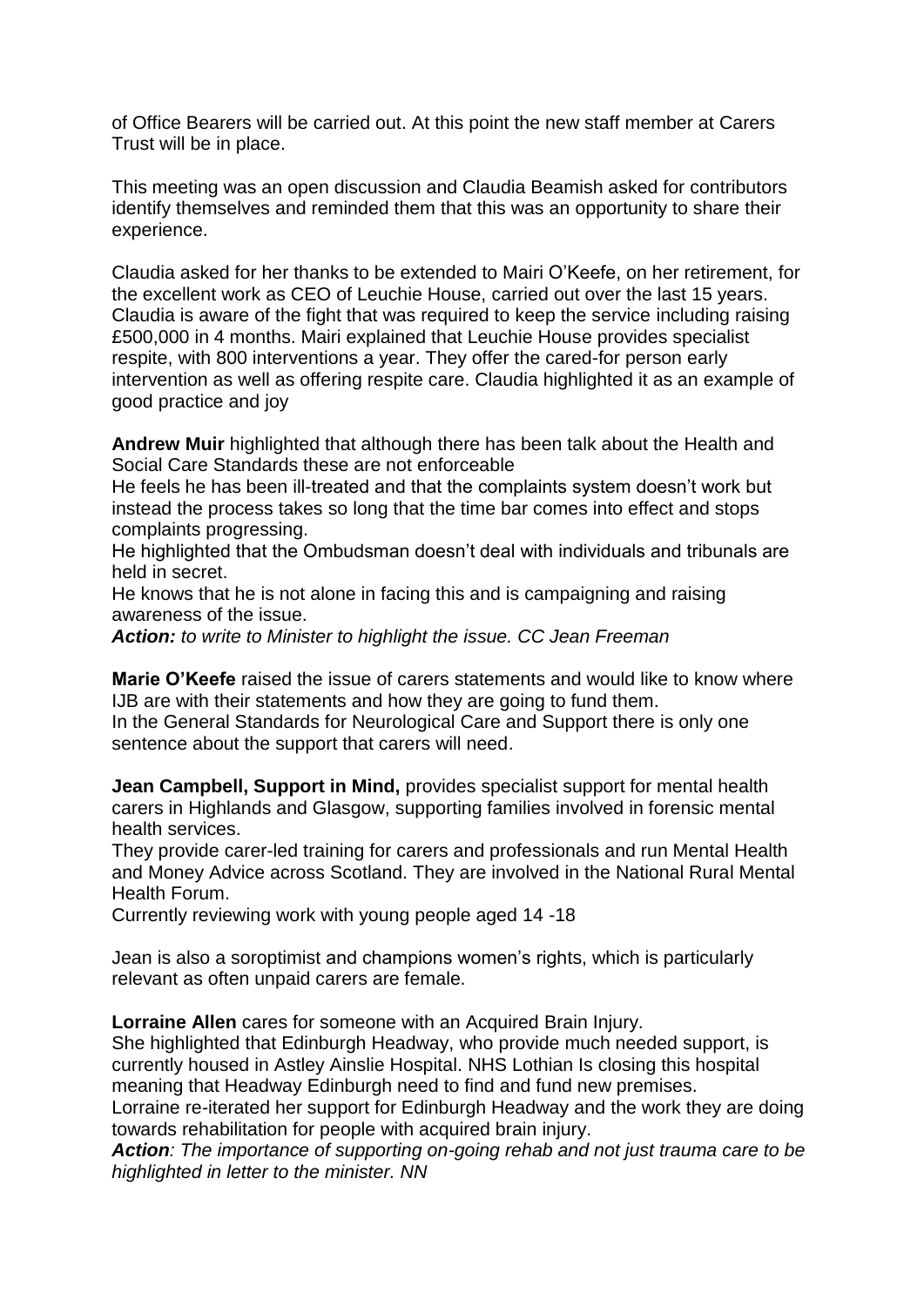of Office Bearers will be carried out. At this point the new staff member at Carers Trust will be in place.

This meeting was an open discussion and Claudia Beamish asked for contributors identify themselves and reminded them that this was an opportunity to share their experience.

Claudia asked for her thanks to be extended to Mairi O'Keefe, on her retirement, for the excellent work as CEO of Leuchie House, carried out over the last 15 years. Claudia is aware of the fight that was required to keep the service including raising £500,000 in 4 months. Mairi explained that Leuchie House provides specialist respite, with 800 interventions a year. They offer the cared-for person early intervention as well as offering respite care. Claudia highlighted it as an example of good practice and joy

**Andrew Muir** highlighted that although there has been talk about the Health and Social Care Standards these are not enforceable
He feels he has been ill-treated and that the complaints system doesn't work but instead the process takes so long that the time bar comes into effect and stops complaints progressing.
He highlighted that the Ombudsman doesn't deal with individuals and tribunals are held in secret.
He knows that he is not alone in facing this and is campaigning and raising awareness of the issue.
***Action:*** *to write to Minister to highlight the issue. CC Jean Freeman*

**Marie O'Keefe** raised the issue of carers statements and would like to know where IJB are with their statements and how they are going to fund them.
In the General Standards for Neurological Care and Support there is only one sentence about the support that carers will need.

**Jean Campbell, Support in Mind,** provides specialist support for mental health carers in Highlands and Glasgow, supporting families involved in forensic mental health services.
They provide carer-led training for carers and professionals and run Mental Health and Money Advice across Scotland. They are involved in the National Rural Mental Health Forum.
Currently reviewing work with young people aged 14 -18

Jean is also a soroptimist and champions women's rights, which is particularly relevant as often unpaid carers are female.

**Lorraine Allen** cares for someone with an Acquired Brain Injury.
She highlighted that Edinburgh Headway, who provide much needed support, is currently housed in Astley Ainslie Hospital. NHS Lothian Is closing this hospital meaning that Headway Edinburgh need to find and fund new premises.
Lorraine re-iterated her support for Edinburgh Headway and the work they are doing towards rehabilitation for people with acquired brain injury.
***Action****: The importance of supporting on-going rehab and not just trauma care to be highlighted in letter to the minister. NN*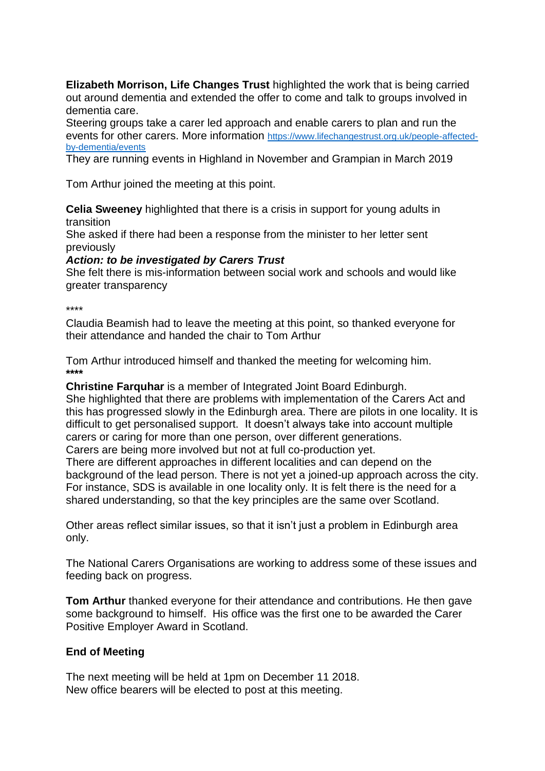**Elizabeth Morrison, Life Changes Trust** highlighted the work that is being carried out around dementia and extended the offer to come and talk to groups involved in dementia care.

Steering groups take a carer led approach and enable carers to plan and run the events for other carers. More information https://www.lifechangestrust.org.uk/people-affected-by-dementia/events

They are running events in Highland in November and Grampian in March 2019

Tom Arthur joined the meeting at this point.

**Celia Sweeney** highlighted that there is a crisis in support for young adults in transition

She asked if there had been a response from the minister to her letter sent previously

***Action: to be investigated by Carers Trust***

She felt there is mis-information between social work and schools and would like greater transparency

****

Claudia Beamish had to leave the meeting at this point, so thanked everyone for their attendance and handed the chair to Tom Arthur

Tom Arthur introduced himself and thanked the meeting for welcoming him.

****

**Christine Farquhar** is a member of Integrated Joint Board Edinburgh.

She highlighted that there are problems with implementation of the Carers Act and this has progressed slowly in the Edinburgh area. There are pilots in one locality. It is difficult to get personalised support. It doesn't always take into account multiple carers or caring for more than one person, over different generations.

Carers are being more involved but not at full co-production yet.

There are different approaches in different localities and can depend on the background of the lead person. There is not yet a joined-up approach across the city. For instance, SDS is available in one locality only. It is felt there is the need for a shared understanding, so that the key principles are the same over Scotland.

Other areas reflect similar issues, so that it isn't just a problem in Edinburgh area only.

The National Carers Organisations are working to address some of these issues and feeding back on progress.

**Tom Arthur** thanked everyone for their attendance and contributions. He then gave some background to himself. His office was the first one to be awarded the Carer Positive Employer Award in Scotland.

**End of Meeting**

The next meeting will be held at 1pm on December 11 2018.

New office bearers will be elected to post at this meeting.